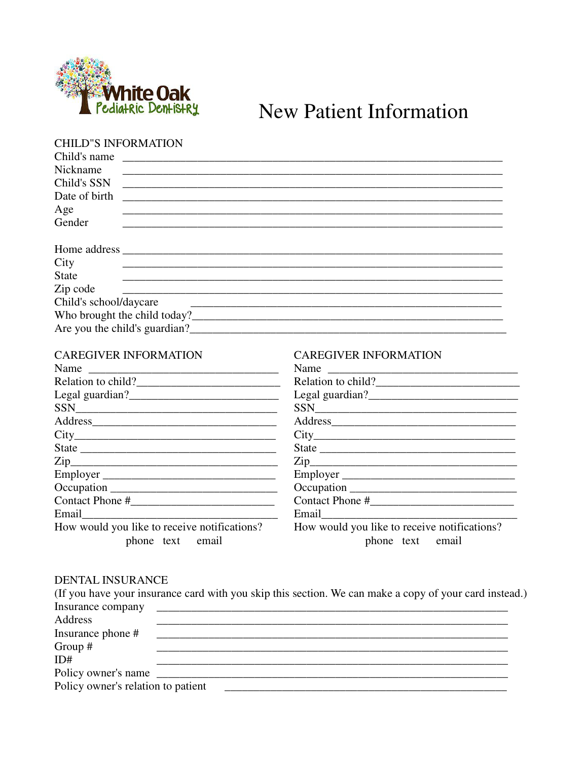White Oak Pediatric Dentistry

# New Patient Information

## CHILD"S INFORMATION

Child's name ____________________________________________

Nickname ____________________________________________

Child's SSN ____________________________________________

Date of birth ____________________________________________

Age ____________________________________________

Gender ____________________________________________

Home address ____________________________________________

City ____________________________________________

State ____________________________________________

Zip code ____________________________________________

Child's school/daycare ____________________________________________

Who brought the child today?____________________________________________

Are you the child's guardian?____________________________________________

## CAREGIVER INFORMATION

Name ______________________________

Relation to child?______________________________

Legal guardian?______________________________

SSN______________________________

Address______________________________

City______________________________

State ______________________________

Zip______________________________

Employer ______________________________

Occupation ______________________________

Contact Phone #______________________________

Email______________________________

How would you like to receive notifications?

phone text email

## CAREGIVER INFORMATION

Name ______________________________

Relation to child?______________________________

Legal guardian?______________________________

SSN______________________________

Address______________________________

City______________________________

State ______________________________

Zip______________________________

Employer ______________________________

Occupation ______________________________

Contact Phone #______________________________

Email______________________________

How would you like to receive notifications?

phone text email

## DENTAL INSURANCE

(If you have your insurance card with you skip this section. We can make a copy of your card instead.)

Insurance company ____________________________________________

Address ____________________________________________

Insurance phone # ____________________________________________

Group # ____________________________________________

ID# ____________________________________________

Policy owner's name ____________________________________________

Policy owner's relation to patient ____________________________________________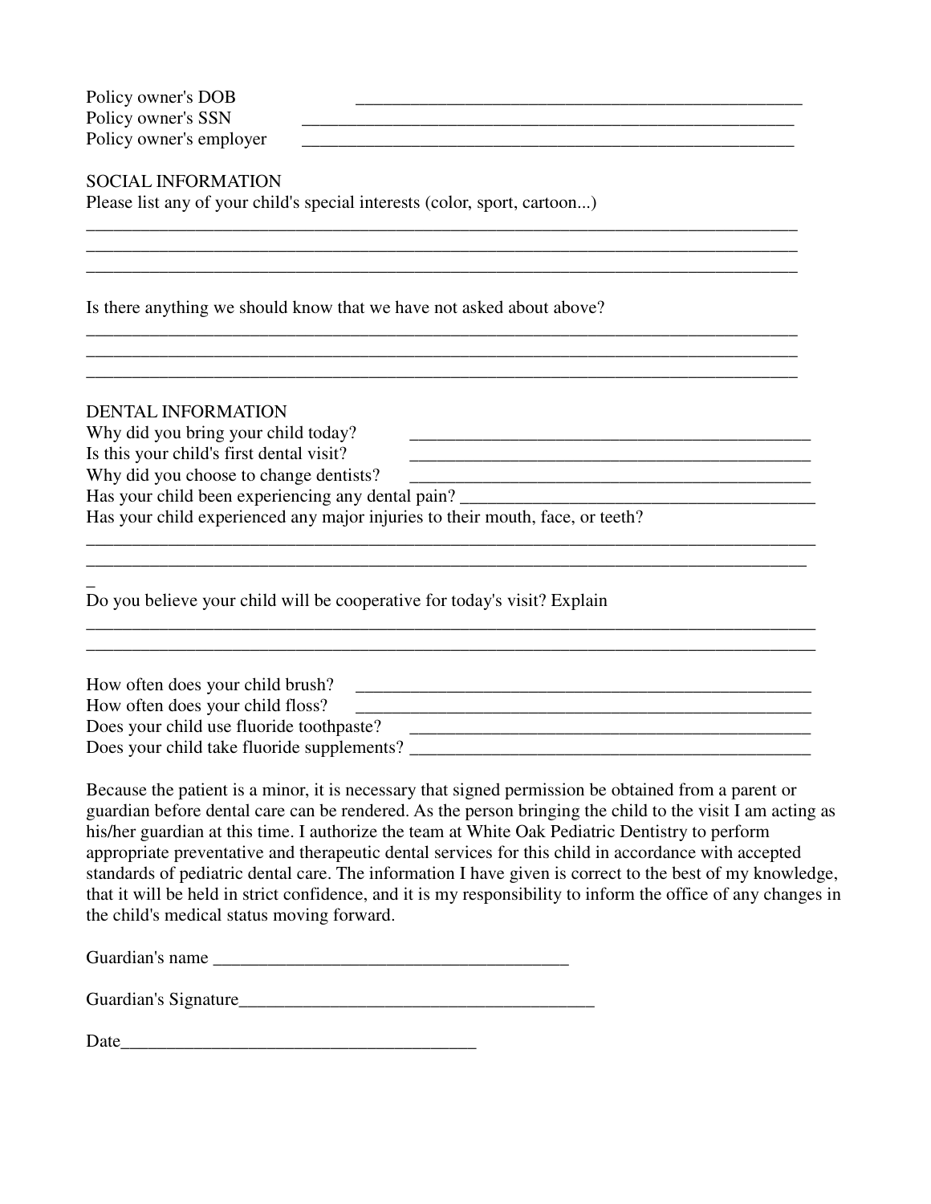Policy owner's DOB ___________________________________________________
Policy owner's SSN _______________________________________________________
Policy owner's employer _______________________________________________________

SOCIAL INFORMATION
Please list any of your child's special interests (color, sport, cartoon...)

_________________________________________________________________________________
_________________________________________________________________________________
_________________________________________________________________________________

Is there anything we should know that we have not asked about above?

_________________________________________________________________________________
_________________________________________________________________________________
_________________________________________________________________________________

DENTAL INFORMATION
Why did you bring your child today? ______________________________________________
Is this your child's first dental visit? ______________________________________________
Why did you choose to change dentists? ______________________________________________
Has your child been experiencing any dental pain? _______________________________________
Has your child experienced any major injuries to their mouth, face, or teeth?

_________________________________________________________________________________
_________________________________________________________________________________
_

Do you believe your child will be cooperative for today's visit? Explain

_________________________________________________________________________________
_________________________________________________________________________________

How often does your child brush? ___________________________________________________
How often does your child floss? ___________________________________________________
Does your child use fluoride toothpaste? ______________________________________________
Does your child take fluoride supplements? ______________________________________________

Because the patient is a minor, it is necessary that signed permission be obtained from a parent or guardian before dental care can be rendered. As the person bringing the child to the visit I am acting as his/her guardian at this time. I authorize the team at White Oak Pediatric Dentistry to perform appropriate preventative and therapeutic dental services for this child in accordance with accepted standards of pediatric dental care. The information I have given is correct to the best of my knowledge, that it will be held in strict confidence, and it is my responsibility to inform the office of any changes in the child's medical status moving forward.

Guardian's name ________________________________________

Guardian's Signature________________________________________

Date________________________________________